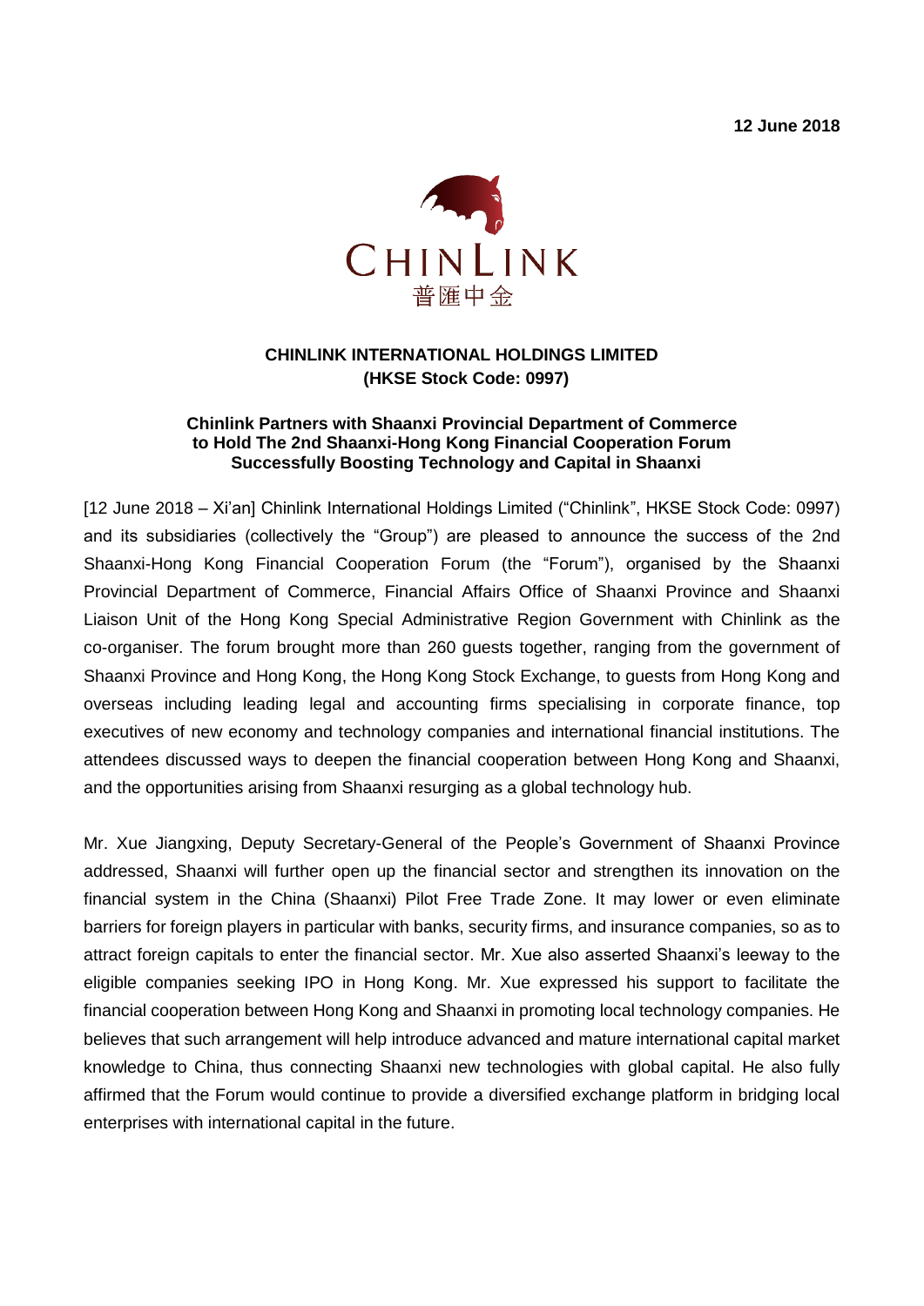12 June 2018

CHINLINK

普匯中金

**CHINLINK INTERNATIONAL HOLDINGS LIMITED**
**(HKSE Stock Code: 0997)**

**Chinlink Partners with Shaanxi Provincial Department of Commerce to Hold The 2nd Shaanxi-Hong Kong Financial Cooperation Forum Successfully Boosting Technology and Capital in Shaanxi**

[12 June 2018 – Xi'an] Chinlink International Holdings Limited ("Chinlink", HKSE Stock Code: 0997) and its subsidiaries (collectively the "Group") are pleased to announce the success of the 2nd Shaanxi-Hong Kong Financial Cooperation Forum (the "Forum"), organised by the Shaanxi Provincial Department of Commerce, Financial Affairs Office of Shaanxi Province and Shaanxi Liaison Unit of the Hong Kong Special Administrative Region Government with Chinlink as the co-organiser. The forum brought more than 260 guests together, ranging from the government of Shaanxi Province and Hong Kong, the Hong Kong Stock Exchange, to guests from Hong Kong and overseas including leading legal and accounting firms specialising in corporate finance, top executives of new economy and technology companies and international financial institutions. The attendees discussed ways to deepen the financial cooperation between Hong Kong and Shaanxi, and the opportunities arising from Shaanxi resurging as a global technology hub.

Mr. Xue Jiangxing, Deputy Secretary-General of the People's Government of Shaanxi Province addressed, Shaanxi will further open up the financial sector and strengthen its innovation on the financial system in the China (Shaanxi) Pilot Free Trade Zone. It may lower or even eliminate barriers for foreign players in particular with banks, security firms, and insurance companies, so as to attract foreign capitals to enter the financial sector. Mr. Xue also asserted Shaanxi's leeway to the eligible companies seeking IPO in Hong Kong. Mr. Xue expressed his support to facilitate the financial cooperation between Hong Kong and Shaanxi in promoting local technology companies. He believes that such arrangement will help introduce advanced and mature international capital market knowledge to China, thus connecting Shaanxi new technologies with global capital. He also fully affirmed that the Forum would continue to provide a diversified exchange platform in bridging local enterprises with international capital in the future.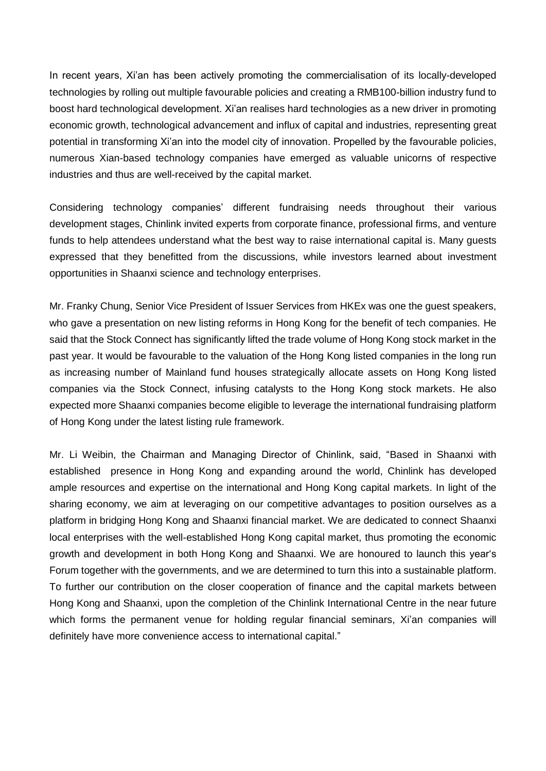In recent years, Xi'an has been actively promoting the commercialisation of its locally-developed technologies by rolling out multiple favourable policies and creating a RMB100-billion industry fund to boost hard technological development. Xi'an realises hard technologies as a new driver in promoting economic growth, technological advancement and influx of capital and industries, representing great potential in transforming Xi'an into the model city of innovation. Propelled by the favourable policies, numerous Xian-based technology companies have emerged as valuable unicorns of respective industries and thus are well-received by the capital market.

Considering technology companies' different fundraising needs throughout their various development stages, Chinlink invited experts from corporate finance, professional firms, and venture funds to help attendees understand what the best way to raise international capital is. Many guests expressed that they benefitted from the discussions, while investors learned about investment opportunities in Shaanxi science and technology enterprises.

Mr. Franky Chung, Senior Vice President of Issuer Services from HKEx was one the guest speakers, who gave a presentation on new listing reforms in Hong Kong for the benefit of tech companies. He said that the Stock Connect has significantly lifted the trade volume of Hong Kong stock market in the past year. It would be favourable to the valuation of the Hong Kong listed companies in the long run as increasing number of Mainland fund houses strategically allocate assets on Hong Kong listed companies via the Stock Connect, infusing catalysts to the Hong Kong stock markets. He also expected more Shaanxi companies become eligible to leverage the international fundraising platform of Hong Kong under the latest listing rule framework.

Mr. Li Weibin, the Chairman and Managing Director of Chinlink, said, "Based in Shaanxi with established presence in Hong Kong and expanding around the world, Chinlink has developed ample resources and expertise on the international and Hong Kong capital markets. In light of the sharing economy, we aim at leveraging on our competitive advantages to position ourselves as a platform in bridging Hong Kong and Shaanxi financial market. We are dedicated to connect Shaanxi local enterprises with the well-established Hong Kong capital market, thus promoting the economic growth and development in both Hong Kong and Shaanxi. We are honoured to launch this year's Forum together with the governments, and we are determined to turn this into a sustainable platform. To further our contribution on the closer cooperation of finance and the capital markets between Hong Kong and Shaanxi, upon the completion of the Chinlink International Centre in the near future which forms the permanent venue for holding regular financial seminars, Xi'an companies will definitely have more convenience access to international capital."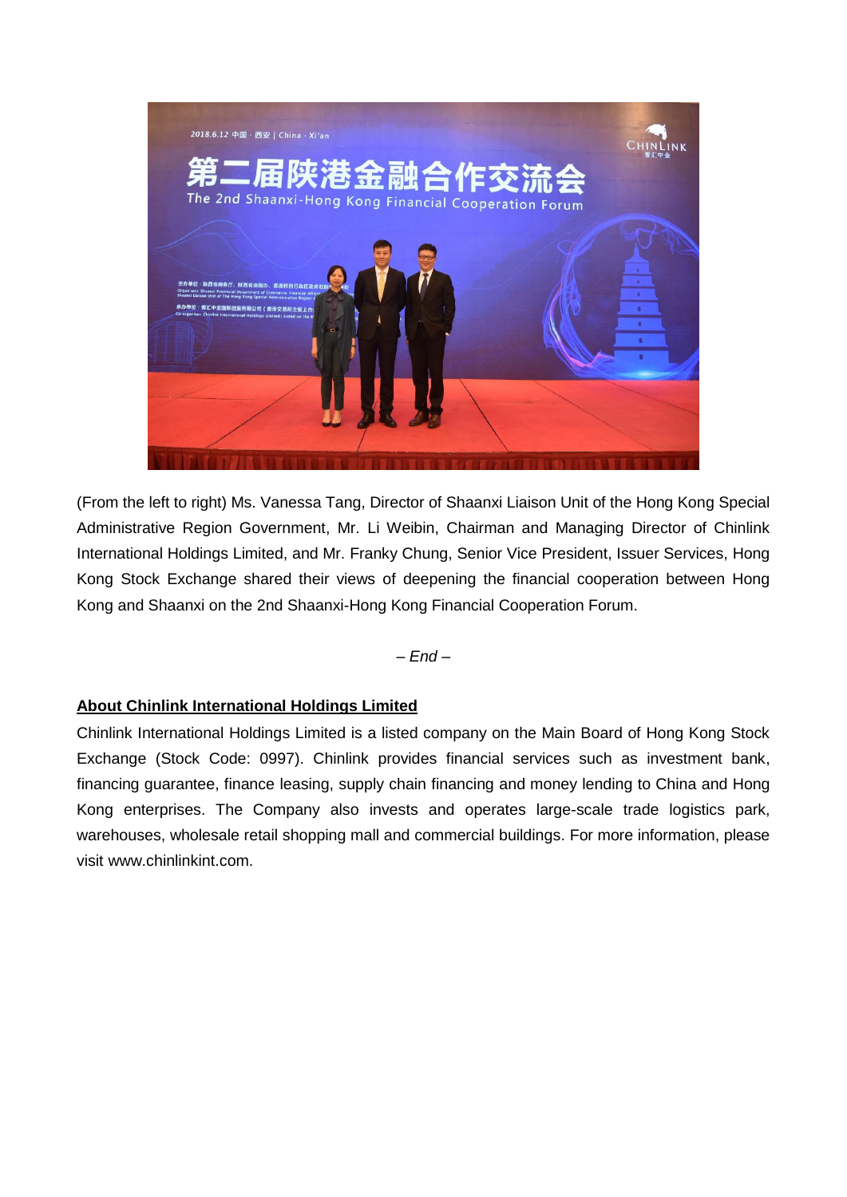(From the left to right) Ms. Vanessa Tang, Director of Shaanxi Liaison Unit of the Hong Kong Special Administrative Region Government, Mr. Li Weibin, Chairman and Managing Director of Chinlink International Holdings Limited, and Mr. Franky Chung, Senior Vice President, Issuer Services, Hong Kong Stock Exchange shared their views of deepening the financial cooperation between Hong Kong and Shaanxi on the 2nd Shaanxi-Hong Kong Financial Cooperation Forum.

*– End –*

**About Chinlink International Holdings Limited**

Chinlink International Holdings Limited is a listed company on the Main Board of Hong Kong Stock Exchange (Stock Code: 0997). Chinlink provides financial services such as investment bank, financing guarantee, finance leasing, supply chain financing and money lending to China and Hong Kong enterprises. The Company also invests and operates large-scale trade logistics park, warehouses, wholesale retail shopping mall and commercial buildings. For more information, please visit www.chinlinkint.com.